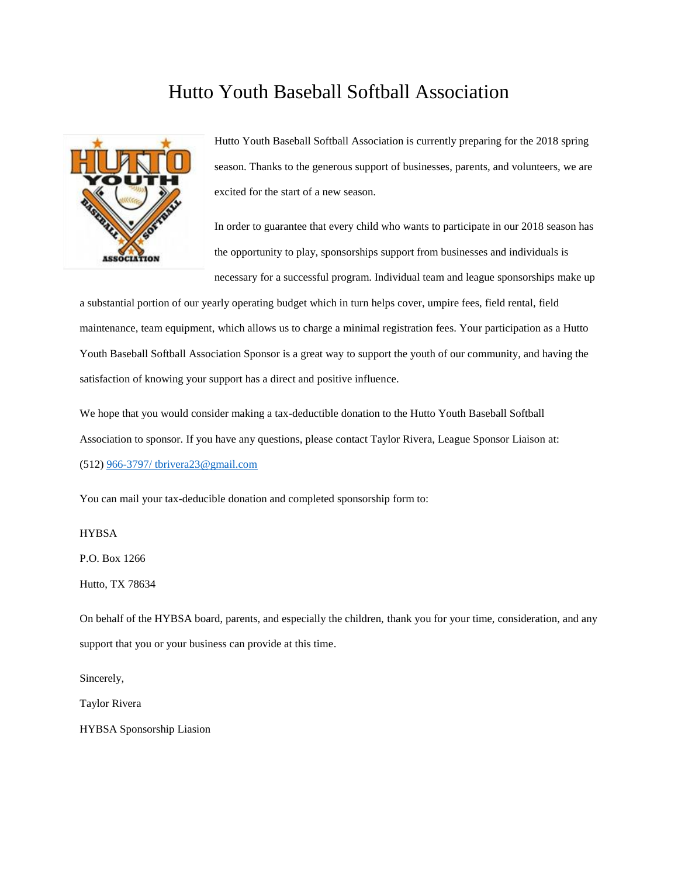# Hutto Youth Baseball Softball Association

Hutto Youth Baseball Softball Association is currently preparing for the 2018 spring season. Thanks to the generous support of businesses, parents, and volunteers, we are excited for the start of a new season.

In order to guarantee that every child who wants to participate in our 2018 season has the opportunity to play, sponsorships support from businesses and individuals is necessary for a successful program. Individual team and league sponsorships make up a substantial portion of our yearly operating budget which in turn helps cover, umpire fees, field rental, field maintenance, team equipment, which allows us to charge a minimal registration fees. Your participation as a Hutto Youth Baseball Softball Association Sponsor is a great way to support the youth of our community, and having the satisfaction of knowing your support has a direct and positive influence.

We hope that you would consider making a tax-deductible donation to the Hutto Youth Baseball Softball Association to sponsor. If you have any questions, please contact Taylor Rivera, League Sponsor Liaison at: (512) 966-3797/ tbrivera23@gmail.com

You can mail your tax-deducible donation and completed sponsorship form to:

HYBSA

P.O. Box 1266

Hutto, TX 78634

On behalf of the HYBSA board, parents, and especially the children, thank you for your time, consideration, and any support that you or your business can provide at this time.

Sincerely,

Taylor Rivera

HYBSA Sponsorship Liasion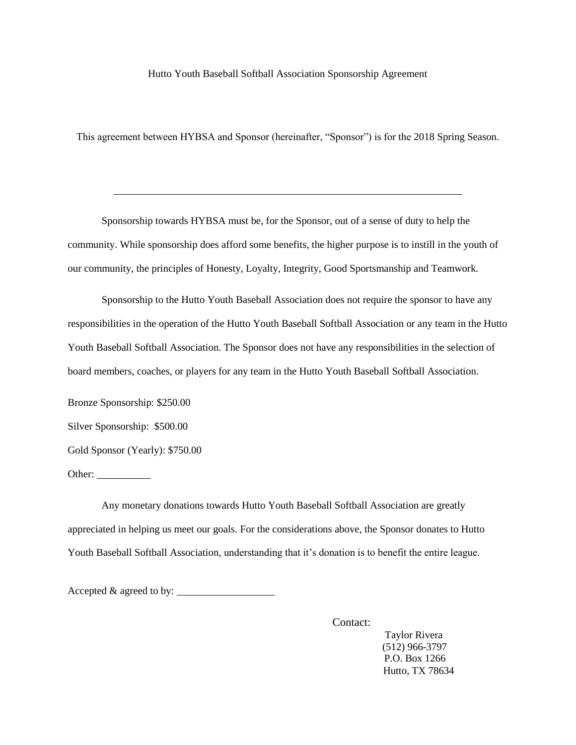# Hutto Youth Baseball Softball Association Sponsorship Agreement

This agreement between HYBSA and Sponsor (hereinafter, "Sponsor") is for the 2018 Spring Season.

\_\_\_\_\_\_\_\_\_\_\_\_\_\_\_\_\_\_\_\_\_\_\_\_\_\_\_\_\_\_\_\_\_\_\_\_\_\_\_\_\_\_\_\_\_\_\_\_\_\_\_\_\_\_\_\_\_\_\_\_\_\_\_\_

Sponsorship towards HYBSA must be, for the Sponsor, out of a sense of duty to help the community. While sponsorship does afford some benefits, the higher purpose is to instill in the youth of our community, the principles of Honesty, Loyalty, Integrity, Good Sportsmanship and Teamwork.

Sponsorship to the Hutto Youth Baseball Association does not require the sponsor to have any responsibilities in the operation of the Hutto Youth Baseball Softball Association or any team in the Hutto Youth Baseball Softball Association. The Sponsor does not have any responsibilities in the selection of board members, coaches, or players for any team in the Hutto Youth Baseball Softball Association.

Bronze Sponsorship: $250.00

Silver Sponsorship: $500.00

Gold Sponsor (Yearly): $750.00

Other: \_\_\_\_\_\_\_\_\_\_

Any monetary donations towards Hutto Youth Baseball Softball Association are greatly appreciated in helping us meet our goals. For the considerations above, the Sponsor donates to Hutto Youth Baseball Softball Association, understanding that it's donation is to benefit the entire league.

Accepted & agreed to by: \_\_\_\_\_\_\_\_\_\_\_\_\_\_\_\_\_\_

Contact:

Taylor Rivera
(512) 966-3797
P.O. Box 1266
Hutto, TX 78634